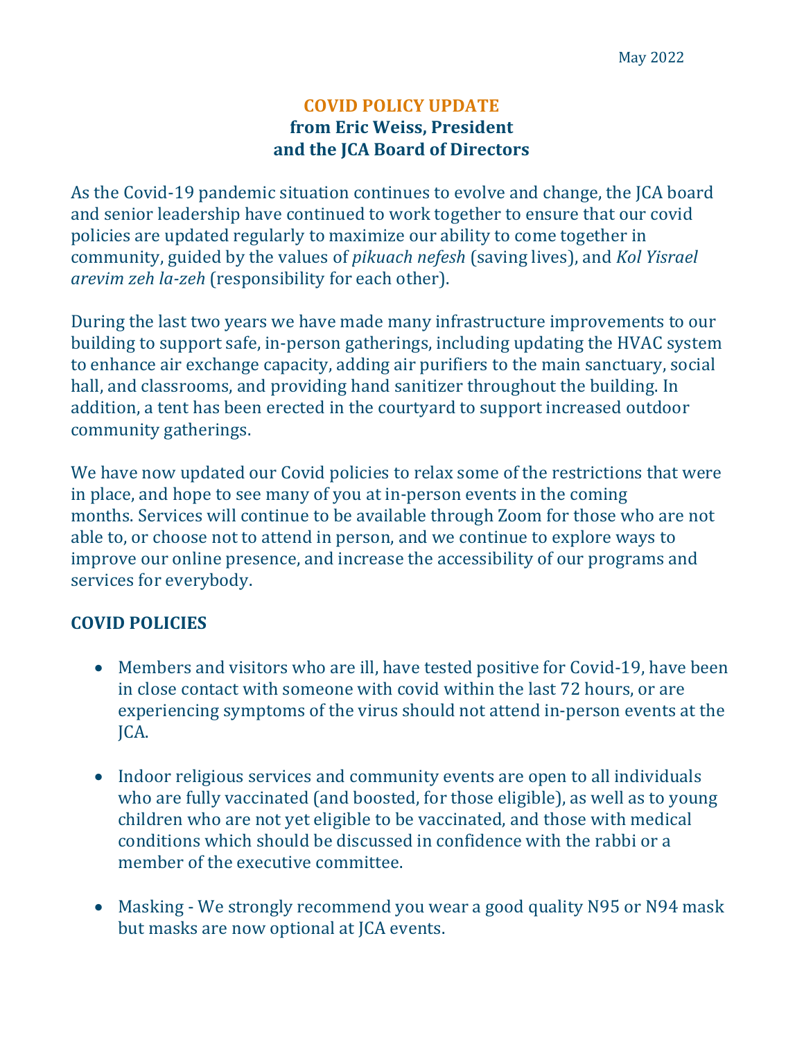May 2022

# COVID POLICY UPDATE
## from Eric Weiss, President
## and the JCA Board of Directors

As the Covid-19 pandemic situation continues to evolve and change, the JCA board and senior leadership have continued to work together to ensure that our covid policies are updated regularly to maximize our ability to come together in community, guided by the values of *pikuach nefesh* (saving lives), and *Kol Yisrael arevim zeh la-zeh* (responsibility for each other).

During the last two years we have made many infrastructure improvements to our building to support safe, in-person gatherings, including updating the HVAC system to enhance air exchange capacity, adding air purifiers to the main sanctuary, social hall, and classrooms, and providing hand sanitizer throughout the building. In addition, a tent has been erected in the courtyard to support increased outdoor community gatherings.

We have now updated our Covid policies to relax some of the restrictions that were in place, and hope to see many of you at in-person events in the coming months. Services will continue to be available through Zoom for those who are not able to, or choose not to attend in person, and we continue to explore ways to improve our online presence, and increase the accessibility of our programs and services for everybody.

## COVID POLICIES

- Members and visitors who are ill, have tested positive for Covid-19, have been in close contact with someone with covid within the last 72 hours, or are experiencing symptoms of the virus should not attend in-person events at the JCA.
- Indoor religious services and community events are open to all individuals who are fully vaccinated (and boosted, for those eligible), as well as to young children who are not yet eligible to be vaccinated, and those with medical conditions which should be discussed in confidence with the rabbi or a member of the executive committee.
- Masking - We strongly recommend you wear a good quality N95 or N94 mask but masks are now optional at JCA events.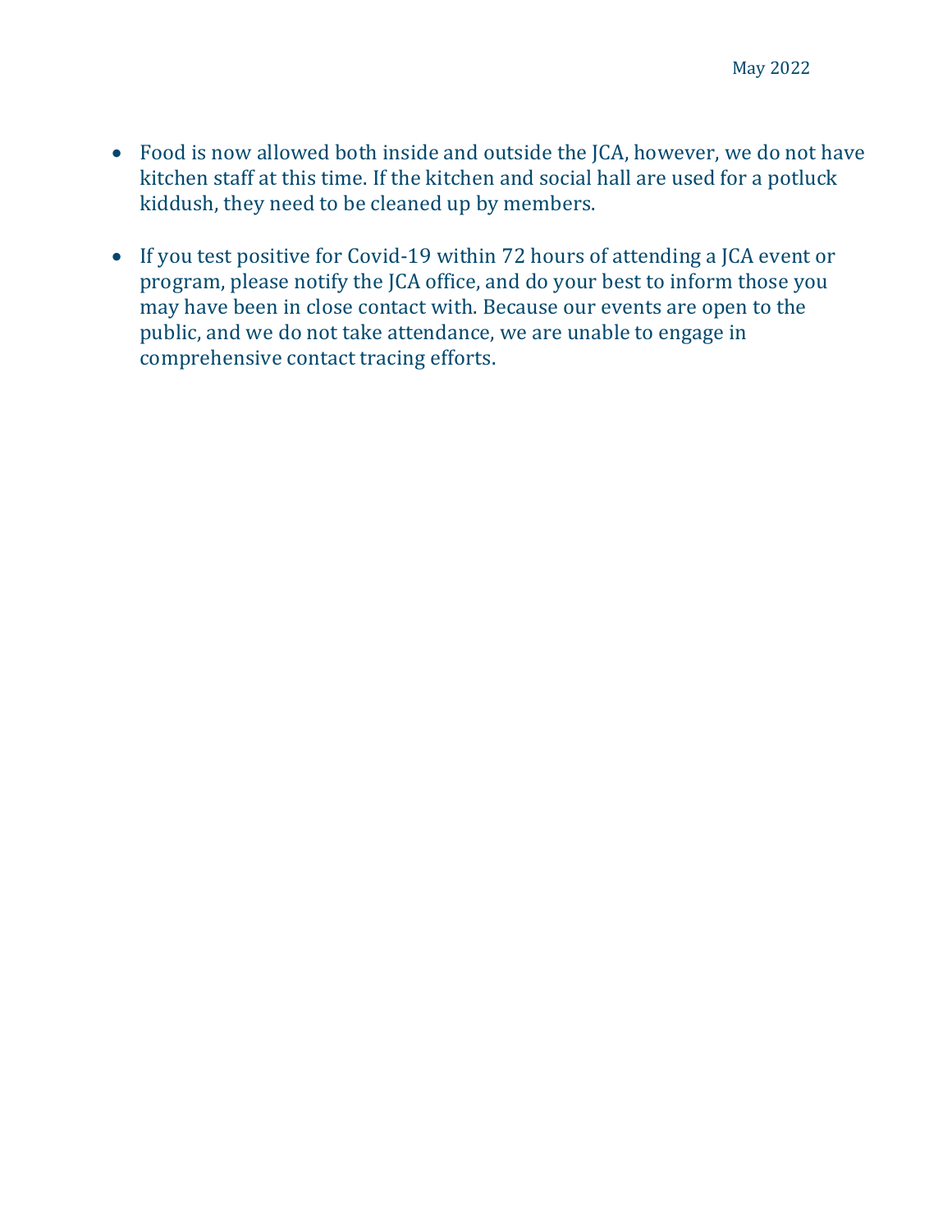- Food is now allowed both inside and outside the JCA, however, we do not have kitchen staff at this time. If the kitchen and social hall are used for a potluck kiddush, they need to be cleaned up by members.

- If you test positive for Covid-19 within 72 hours of attending a JCA event or program, please notify the JCA office, and do your best to inform those you may have been in close contact with. Because our events are open to the public, and we do not take attendance, we are unable to engage in comprehensive contact tracing efforts.